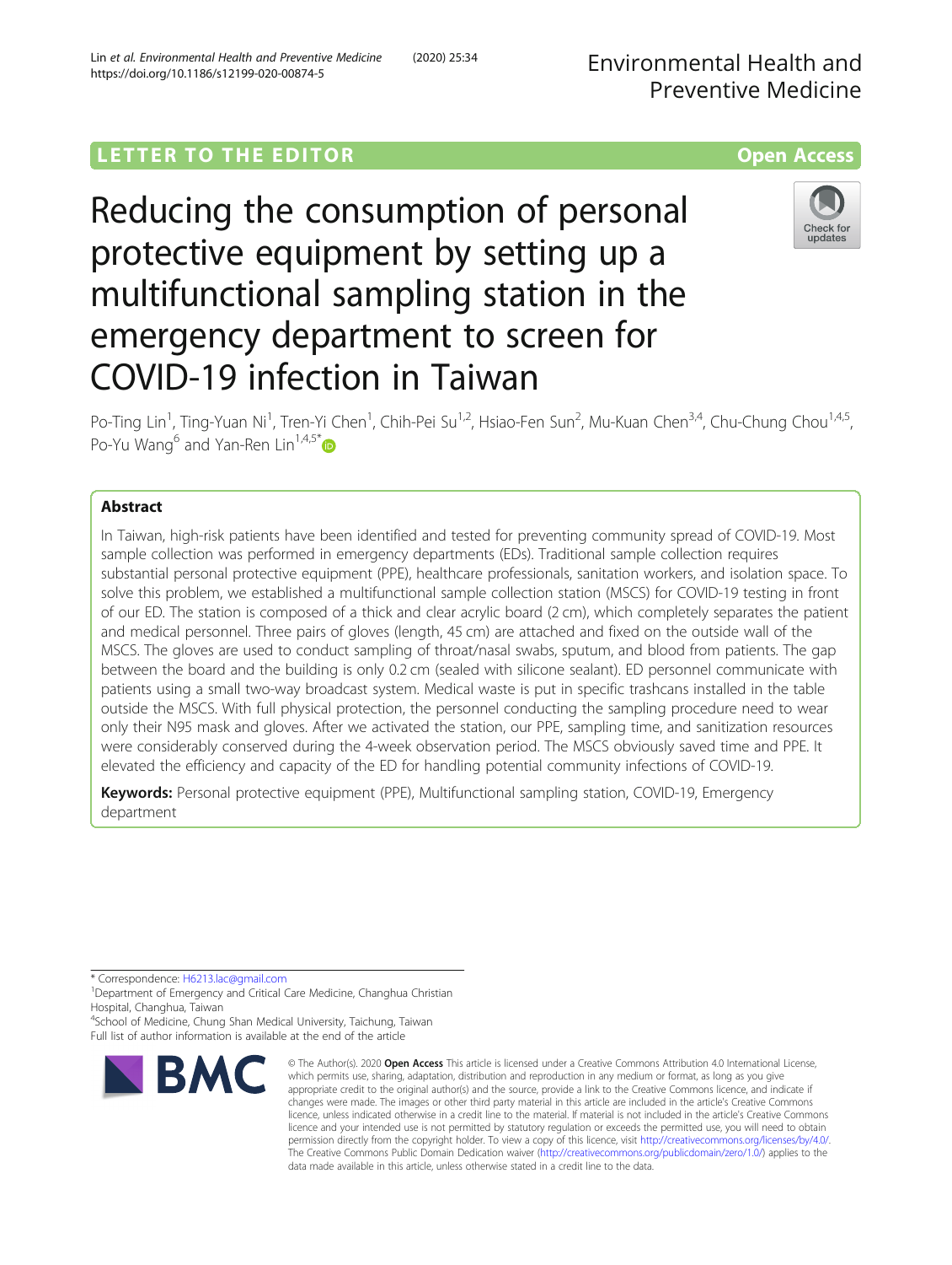LETTER TO THE EDITOR

Open Access

# Reducing the consumption of personal protective equipment by setting up a multifunctional sampling station in the emergency department to screen for COVID-19 infection in Taiwan

Po-Ting Lin[1], Ting-Yuan Ni[1], Tren-Yi Chen[1], Chih-Pei Su[1,2], Hsiao-Fen Sun[2], Mu-Kuan Chen[3,4], Chu-Chung Chou[1,4,5], Po-Yu Wang[6] and Yan-Ren Lin[1,4,5*]

## Abstract

In Taiwan, high-risk patients have been identified and tested for preventing community spread of COVID-19. Most sample collection was performed in emergency departments (EDs). Traditional sample collection requires substantial personal protective equipment (PPE), healthcare professionals, sanitation workers, and isolation space. To solve this problem, we established a multifunctional sample collection station (MSCS) for COVID-19 testing in front of our ED. The station is composed of a thick and clear acrylic board (2 cm), which completely separates the patient and medical personnel. Three pairs of gloves (length, 45 cm) are attached and fixed on the outside wall of the MSCS. The gloves are used to conduct sampling of throat/nasal swabs, sputum, and blood from patients. The gap between the board and the building is only 0.2 cm (sealed with silicone sealant). ED personnel communicate with patients using a small two-way broadcast system. Medical waste is put in specific trashcans installed in the table outside the MSCS. With full physical protection, the personnel conducting the sampling procedure need to wear only their N95 mask and gloves. After we activated the station, our PPE, sampling time, and sanitization resources were considerably conserved during the 4-week observation period. The MSCS obviously saved time and PPE. It elevated the efficiency and capacity of the ED for handling potential community infections of COVID-19.

**Keywords:** Personal protective equipment (PPE), Multifunctional sampling station, COVID-19, Emergency department

---

* Correspondence: H6213.lac@gmail.com
[1]Department of Emergency and Critical Care Medicine, Changhua Christian Hospital, Changhua, Taiwan
[4]School of Medicine, Chung Shan Medical University, Taichung, Taiwan
Full list of author information is available at the end of the article

© The Author(s). 2020 **Open Access** This article is licensed under a Creative Commons Attribution 4.0 International License, which permits use, sharing, adaptation, distribution and reproduction in any medium or format, as long as you give appropriate credit to the original author(s) and the source, provide a link to the Creative Commons licence, and indicate if changes were made. The images or other third party material in this article are included in the article's Creative Commons licence, unless indicated otherwise in a credit line to the material. If material is not included in the article's Creative Commons licence and your intended use is not permitted by statutory regulation or exceeds the permitted use, you will need to obtain permission directly from the copyright holder. To view a copy of this licence, visit http://creativecommons.org/licenses/by/4.0/. The Creative Commons Public Domain Dedication waiver (http://creativecommons.org/publicdomain/zero/1.0/) applies to the data made available in this article, unless otherwise stated in a credit line to the data.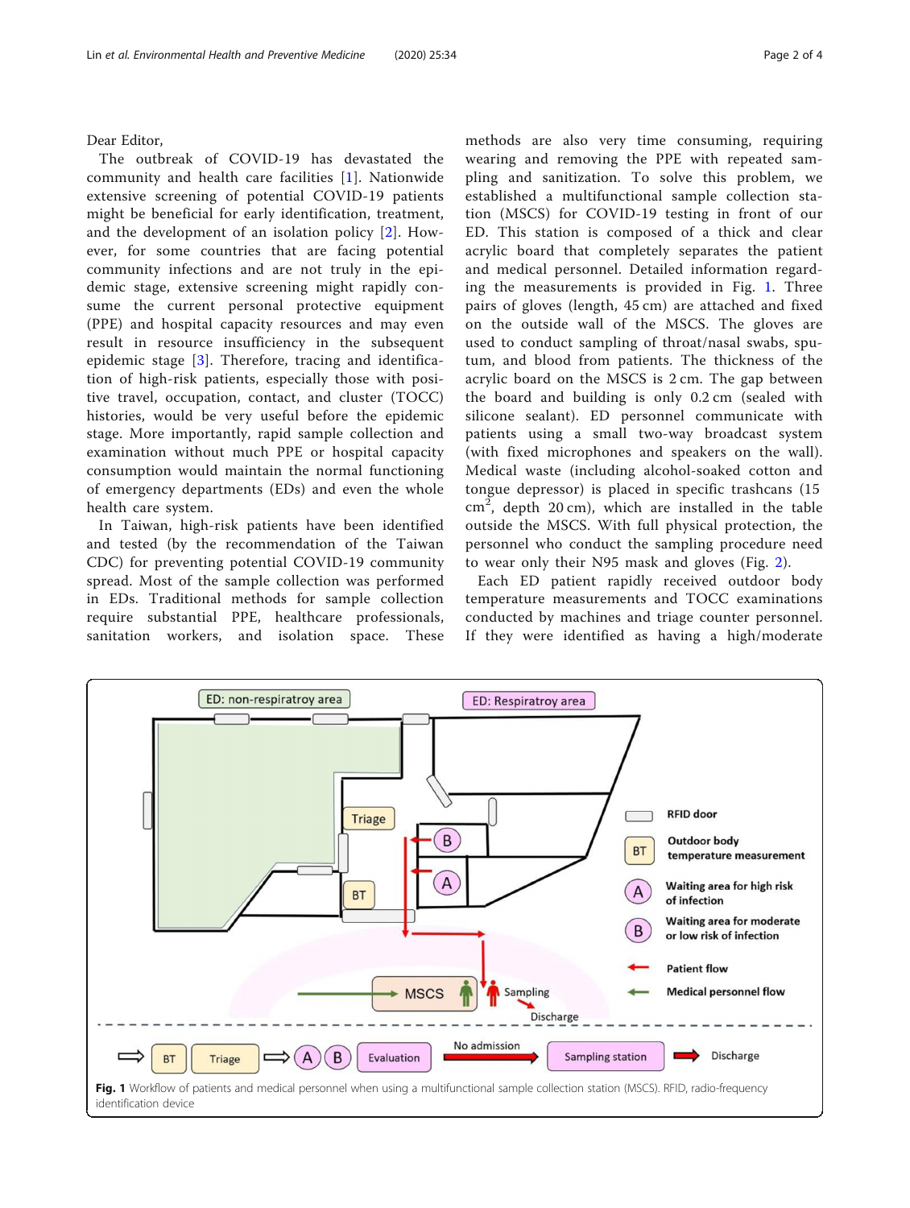Dear Editor,

The outbreak of COVID-19 has devastated the community and health care facilities [1]. Nationwide extensive screening of potential COVID-19 patients might be beneficial for early identification, treatment, and the development of an isolation policy [2]. However, for some countries that are facing potential community infections and are not truly in the epidemic stage, extensive screening might rapidly consume the current personal protective equipment (PPE) and hospital capacity resources and may even result in resource insufficiency in the subsequent epidemic stage [3]. Therefore, tracing and identification of high-risk patients, especially those with positive travel, occupation, contact, and cluster (TOCC) histories, would be very useful before the epidemic stage. More importantly, rapid sample collection and examination without much PPE or hospital capacity consumption would maintain the normal functioning of emergency departments (EDs) and even the whole health care system.

In Taiwan, high-risk patients have been identified and tested (by the recommendation of the Taiwan CDC) for preventing potential COVID-19 community spread. Most of the sample collection was performed in EDs. Traditional methods for sample collection require substantial PPE, healthcare professionals, sanitation workers, and isolation space. These methods are also very time consuming, requiring wearing and removing the PPE with repeated sampling and sanitization. To solve this problem, we established a multifunctional sample collection station (MSCS) for COVID-19 testing in front of our ED. This station is composed of a thick and clear acrylic board that completely separates the patient and medical personnel. Detailed information regarding the measurements is provided in Fig. 1. Three pairs of gloves (length, 45 cm) are attached and fixed on the outside wall of the MSCS. The gloves are used to conduct sampling of throat/nasal swabs, sputum, and blood from patients. The thickness of the acrylic board on the MSCS is 2 cm. The gap between the board and building is only 0.2 cm (sealed with silicone sealant). ED personnel communicate with patients using a small two-way broadcast system (with fixed microphones and speakers on the wall). Medical waste (including alcohol-soaked cotton and tongue depressor) is placed in specific trashcans (15 $cm^2$, depth 20 cm), which are installed in the table outside the MSCS. With full physical protection, the personnel who conduct the sampling procedure need to wear only their N95 mask and gloves (Fig. 2).

Each ED patient rapidly received outdoor body temperature measurements and TOCC examinations conducted by machines and triage counter personnel. If they were identified as having a high/moderate

Fig. 1 Workflow of patients and medical personnel when using a multifunctional sample collection station (MSCS). RFID, radio-frequency identification device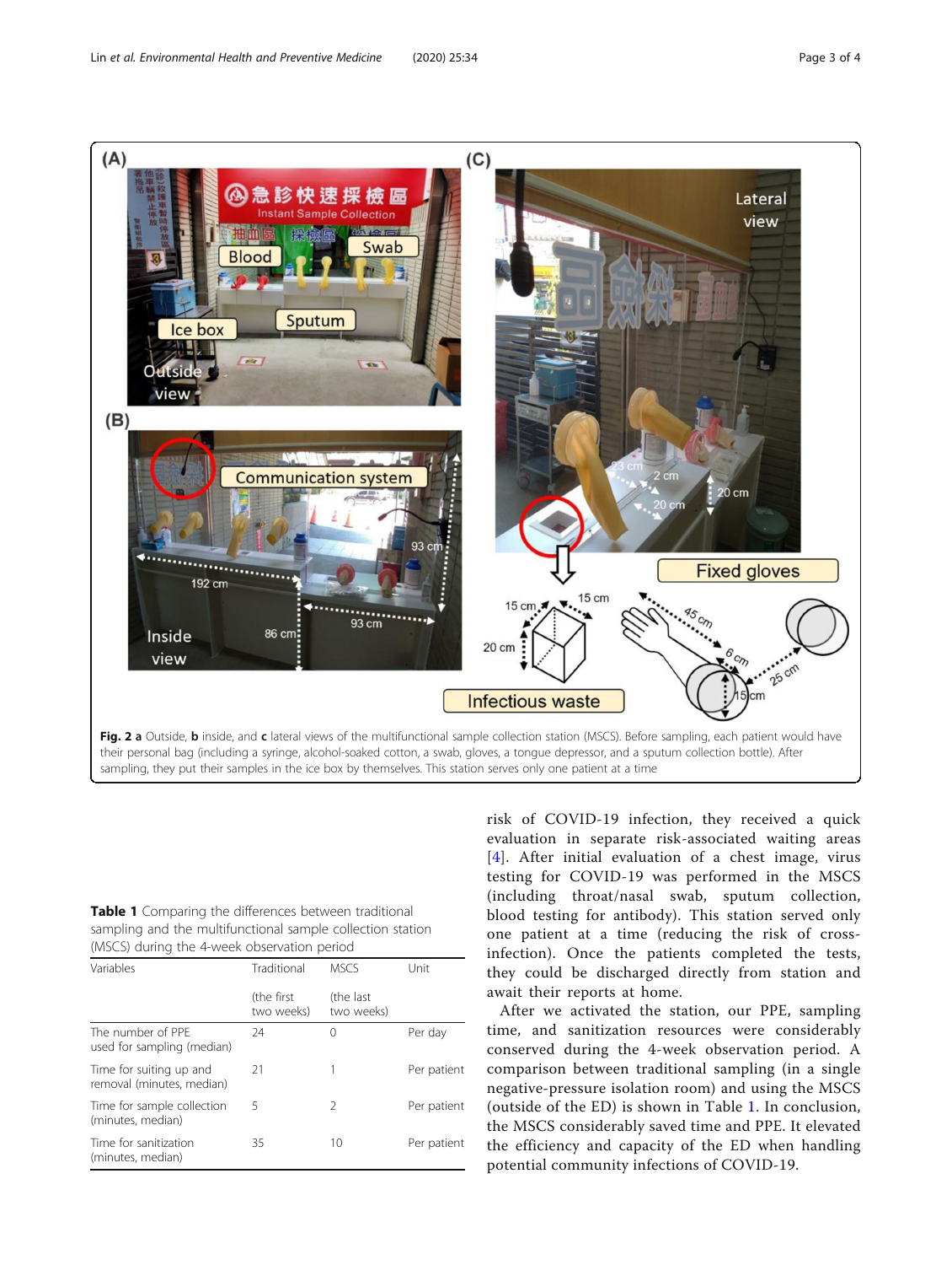Fig. 2 **a** Outside, **b** inside, and **c** lateral views of the multifunctional sample collection station (MSCS). Before sampling, each patient would have their personal bag (including a syringe, alcohol-soaked cotton, a swab, gloves, a tongue depressor, and a sputum collection bottle). After sampling, they put their samples in the ice box by themselves. This station serves only one patient at a time

**Table 1** Comparing the differences between traditional sampling and the multifunctional sample collection station (MSCS) during the 4-week observation period

| Variables | Traditional | MSCS | Unit |
|---|---|---|---|
| | (the first two weeks) | (the last two weeks) | |
| The number of PPE used for sampling (median) | 24 | 0 | Per day |
| Time for suiting up and removal (minutes, median) | 21 | 1 | Per patient |
| Time for sample collection (minutes, median) | 5 | 2 | Per patient |
| Time for sanitization (minutes, median) | 35 | 10 | Per patient |

risk of COVID-19 infection, they received a quick evaluation in separate risk-associated waiting areas [4]. After initial evaluation of a chest image, virus testing for COVID-19 was performed in the MSCS (including throat/nasal swab, sputum collection, blood testing for antibody). This station served only one patient at a time (reducing the risk of cross-infection). Once the patients completed the tests, they could be discharged directly from station and await their reports at home.

After we activated the station, our PPE, sampling time, and sanitization resources were considerably conserved during the 4-week observation period. A comparison between traditional sampling (in a single negative-pressure isolation room) and using the MSCS (outside of the ED) is shown in Table 1. In conclusion, the MSCS considerably saved time and PPE. It elevated the efficiency and capacity of the ED when handling potential community infections of COVID-19.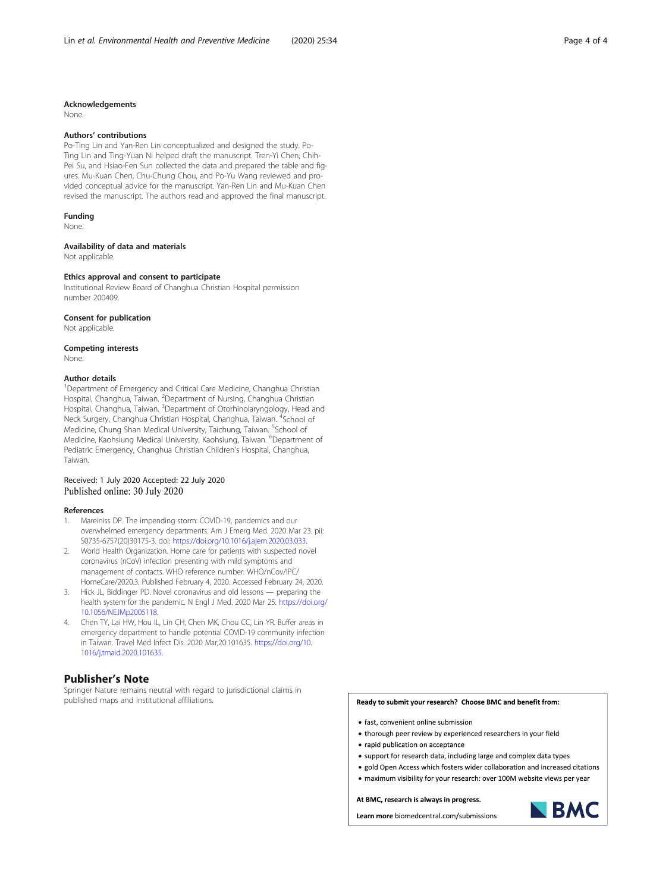### Acknowledgements

None.

### Authors' contributions

Po-Ting Lin and Yan-Ren Lin conceptualized and designed the study. Po-Ting Lin and Ting-Yuan Ni helped draft the manuscript. Tren-Yi Chen, Chih-Pei Su, and Hsiao-Fen Sun collected the data and prepared the table and figures. Mu-Kuan Chen, Chu-Chung Chou, and Po-Yu Wang reviewed and provided conceptual advice for the manuscript. Yan-Ren Lin and Mu-Kuan Chen revised the manuscript. The authors read and approved the final manuscript.

### Funding

None.

### Availability of data and materials

Not applicable.

### Ethics approval and consent to participate

Institutional Review Board of Changhua Christian Hospital permission number 200409.

### Consent for publication

Not applicable.

### Competing interests

None.

### Author details

[1]Department of Emergency and Critical Care Medicine, Changhua Christian Hospital, Changhua, Taiwan. [2]Department of Nursing, Changhua Christian Hospital, Changhua, Taiwan. [3]Department of Otorhinolaryngology, Head and Neck Surgery, Changhua Christian Hospital, Changhua, Taiwan. [4]School of Medicine, Chung Shan Medical University, Taichung, Taiwan. [5]School of Medicine, Kaohsiung Medical University, Kaohsiung, Taiwan. [6]Department of Pediatric Emergency, Changhua Christian Children's Hospital, Changhua, Taiwan.

Received: 1 July 2020 Accepted: 22 July 2020
Published online: 30 July 2020

### References

1. Mareiniss DP. The impending storm: COVID-19, pandemics and our overwhelmed emergency departments. Am J Emerg Med. 2020 Mar 23. pii: S0735-6757(20)30175-3. doi: https://doi.org/10.1016/j.ajem.2020.03.033.
2. World Health Organization. Home care for patients with suspected novel coronavirus (nCoV) infection presenting with mild symptoms and management of contacts. WHO reference number: WHO/nCov/IPC/HomeCare/2020.3. Published February 4, 2020. Accessed February 24, 2020.
3. Hick JL, Biddinger PD. Novel coronavirus and old lessons — preparing the health system for the pandemic. N Engl J Med. 2020 Mar 25. https://doi.org/10.1056/NEJMp2005118.
4. Chen TY, Lai HW, Hou IL, Lin CH, Chen MK, Chou CC, Lin YR. Buffer areas in emergency department to handle potential COVID-19 community infection in Taiwan. Travel Med Infect Dis. 2020 Mar;20:101635. https://doi.org/10.1016/j.tmaid.2020.101635.

## Publisher's Note

Springer Nature remains neutral with regard to jurisdictional claims in published maps and institutional affiliations.

**Ready to submit your research? Choose BMC and benefit from:**

- fast, convenient online submission
- thorough peer review by experienced researchers in your field
- rapid publication on acceptance
- support for research data, including large and complex data types
- gold Open Access which fosters wider collaboration and increased citations
- maximum visibility for your research: over 100M website views per year

**At BMC, research is always in progress.**

**Learn more** biomedcentral.com/submissions

BMC